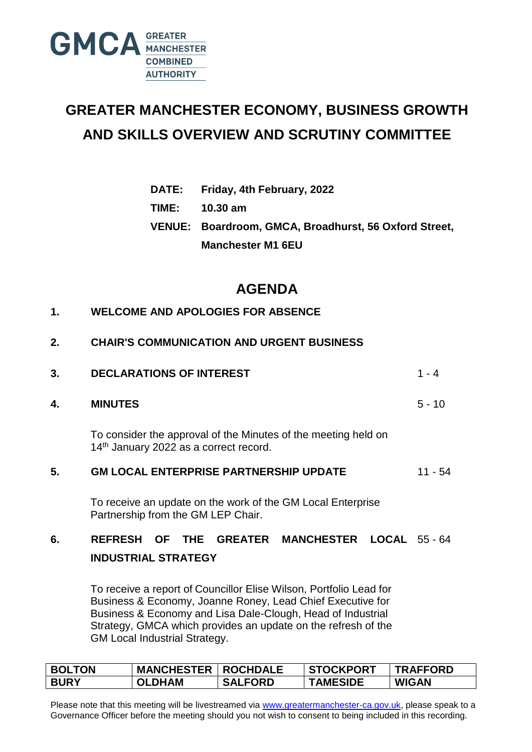GMCA GREATER MANCHESTER COMBINED AUTHORITY

# GREATER MANCHESTER ECONOMY, BUSINESS GROWTH AND SKILLS OVERVIEW AND SCRUTINY COMMITTEE

**DATE:** Friday, 4th February, 2022

**TIME:** 10.30 am

**VENUE:** Boardroom, GMCA, Broadhurst, 56 Oxford Street, Manchester M1 6EU

## AGENDA

**1. WELCOME AND APOLOGIES FOR ABSENCE**

**2. CHAIR'S COMMUNICATION AND URGENT BUSINESS**

**3. DECLARATIONS OF INTEREST** 1 - 4

**4. MINUTES** 5 - 10

To consider the approval of the Minutes of the meeting held on 14th January 2022 as a correct record.

**5. GM LOCAL ENTERPRISE PARTNERSHIP UPDATE** 11 - 54

To receive an update on the work of the GM Local Enterprise Partnership from the GM LEP Chair.

**6. REFRESH OF THE GREATER MANCHESTER LOCAL INDUSTRIAL STRATEGY** 55 - 64

To receive a report of Councillor Elise Wilson, Portfolio Lead for Business & Economy, Joanne Roney, Lead Chief Executive for Business & Economy and Lisa Dale-Clough, Head of Industrial Strategy, GMCA which provides an update on the refresh of the GM Local Industrial Strategy.

| BOLTON | MANCHESTER | ROCHDALE | STOCKPORT | TRAFFORD |
|---|---|---|---|---|
| BURY | OLDHAM | SALFORD | TAMESIDE | WIGAN |

Please note that this meeting will be livestreamed via www.greatermanchester-ca.gov.uk, please speak to a Governance Officer before the meeting should you not wish to consent to being included in this recording.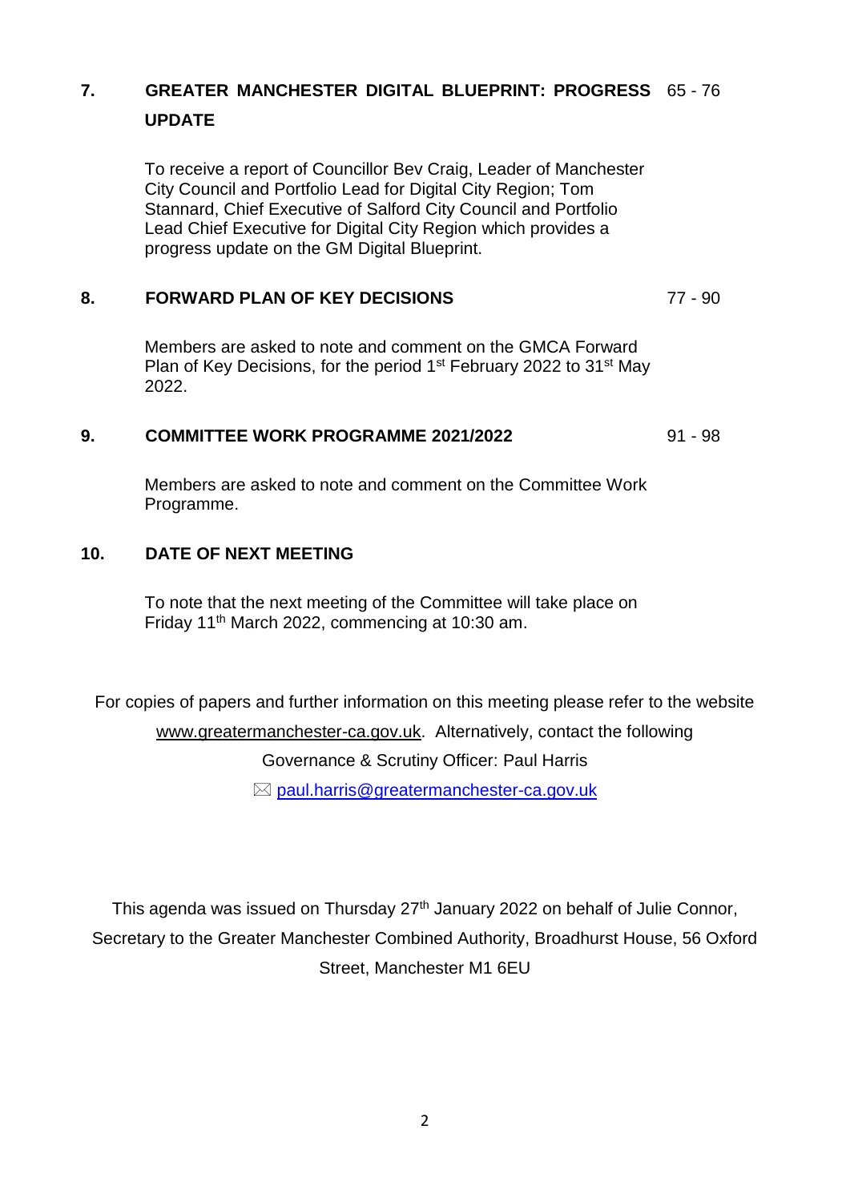**7. GREATER MANCHESTER DIGITAL BLUEPRINT: PROGRESS UPDATE** 65 - 76

To receive a report of Councillor Bev Craig, Leader of Manchester City Council and Portfolio Lead for Digital City Region; Tom Stannard, Chief Executive of Salford City Council and Portfolio Lead Chief Executive for Digital City Region which provides a progress update on the GM Digital Blueprint.

**8. FORWARD PLAN OF KEY DECISIONS** 77 - 90

Members are asked to note and comment on the GMCA Forward Plan of Key Decisions, for the period 1st February 2022 to 31st May 2022.

**9. COMMITTEE WORK PROGRAMME 2021/2022** 91 - 98

Members are asked to note and comment on the Committee Work Programme.

**10. DATE OF NEXT MEETING**

To note that the next meeting of the Committee will take place on Friday 11th March 2022, commencing at 10:30 am.

For copies of papers and further information on this meeting please refer to the website www.greatermanchester-ca.gov.uk. Alternatively, contact the following Governance & Scrutiny Officer: Paul Harris

✉ paul.harris@greatermanchester-ca.gov.uk

This agenda was issued on Thursday 27th January 2022 on behalf of Julie Connor, Secretary to the Greater Manchester Combined Authority, Broadhurst House, 56 Oxford Street, Manchester M1 6EU